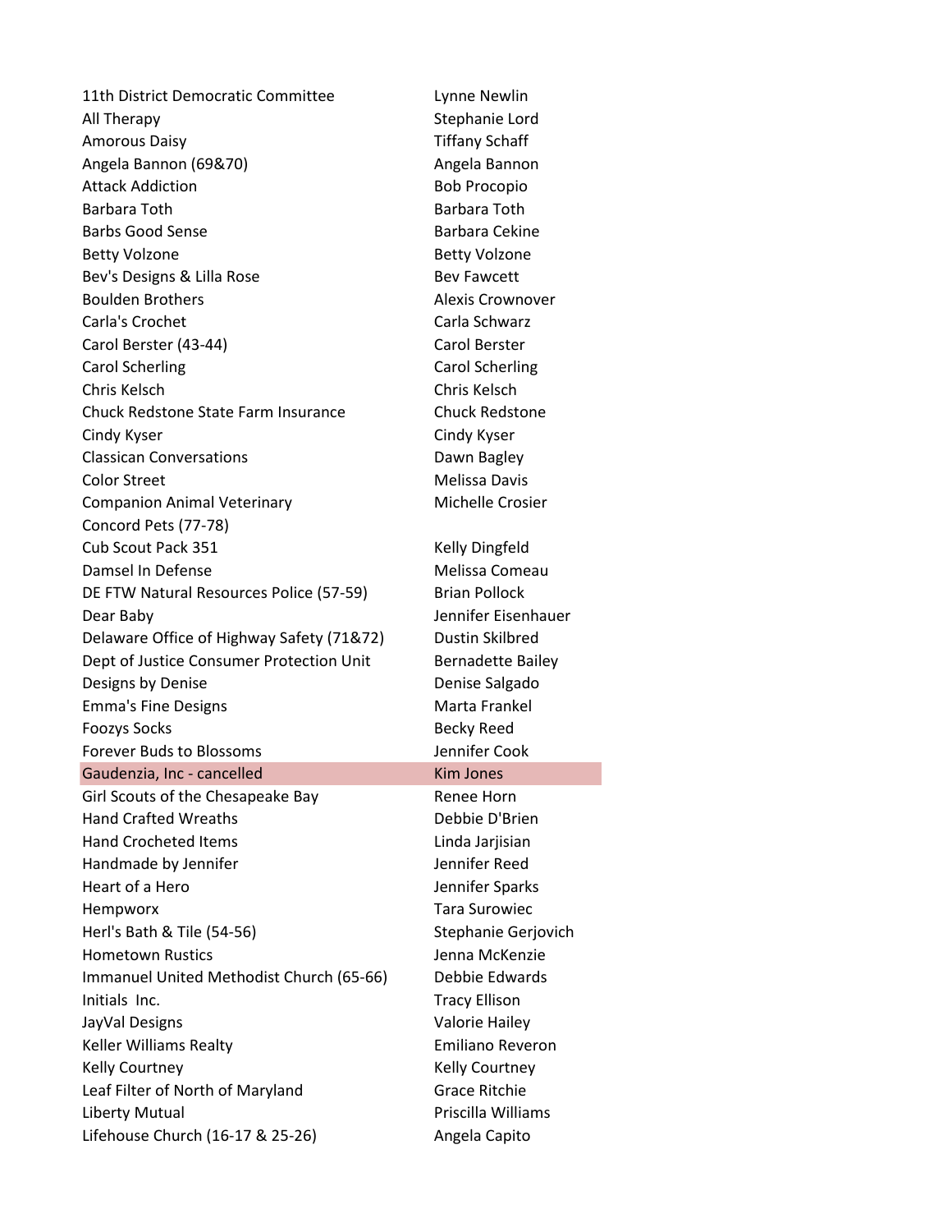| | |
|---|---|
| 11th District Democratic Committee | Lynne Newlin |
| All Therapy | Stephanie Lord |
| Amorous Daisy | Tiffany Schaff |
| Angela Bannon (69&70) | Angela Bannon |
| Attack Addiction | Bob Procopio |
| Barbara Toth | Barbara Toth |
| Barbs Good Sense | Barbara Cekine |
| Betty Volzone | Betty Volzone |
| Bev's Designs & Lilla Rose | Bev Fawcett |
| Boulden Brothers | Alexis Crownover |
| Carla's Crochet | Carla Schwarz |
| Carol Berster (43-44) | Carol Berster |
| Carol Scherling | Carol Scherling |
| Chris Kelsch | Chris Kelsch |
| Chuck Redstone State Farm Insurance | Chuck Redstone |
| Cindy Kyser | Cindy Kyser |
| Classican Conversations | Dawn Bagley |
| Color Street | Melissa Davis |
| Companion Animal Veterinary | Michelle Crosier |
| Concord Pets (77-78) | |
| Cub Scout Pack 351 | Kelly Dingfeld |
| Damsel In Defense | Melissa Comeau |
| DE FTW Natural Resources Police (57-59) | Brian Pollock |
| Dear Baby | Jennifer Eisenhauer |
| Delaware Office of Highway Safety (71&72) | Dustin Skilbred |
| Dept of Justice Consumer Protection Unit | Bernadette Bailey |
| Designs by Denise | Denise Salgado |
| Emma's Fine Designs | Marta Frankel |
| Foozys Socks | Becky Reed |
| Forever Buds to Blossoms | Jennifer Cook |
| Gaudenzia, Inc - cancelled | Kim Jones |
| Girl Scouts of the Chesapeake Bay | Renee Horn |
| Hand Crafted Wreaths | Debbie D'Brien |
| Hand Crocheted Items | Linda Jarjisian |
| Handmade by Jennifer | Jennifer Reed |
| Heart of a Hero | Jennifer Sparks |
| Hempworx | Tara Surowiec |
| Herl's Bath & Tile (54-56) | Stephanie Gerjovich |
| Hometown Rustics | Jenna McKenzie |
| Immanuel United Methodist Church (65-66) | Debbie Edwards |
| Initials Inc. | Tracy Ellison |
| JayVal Designs | Valorie Hailey |
| Keller Williams Realty | Emiliano Reveron |
| Kelly Courtney | Kelly Courtney |
| Leaf Filter of North of Maryland | Grace Ritchie |
| Liberty Mutual | Priscilla Williams |
| Lifehouse Church (16-17 & 25-26) | Angela Capito |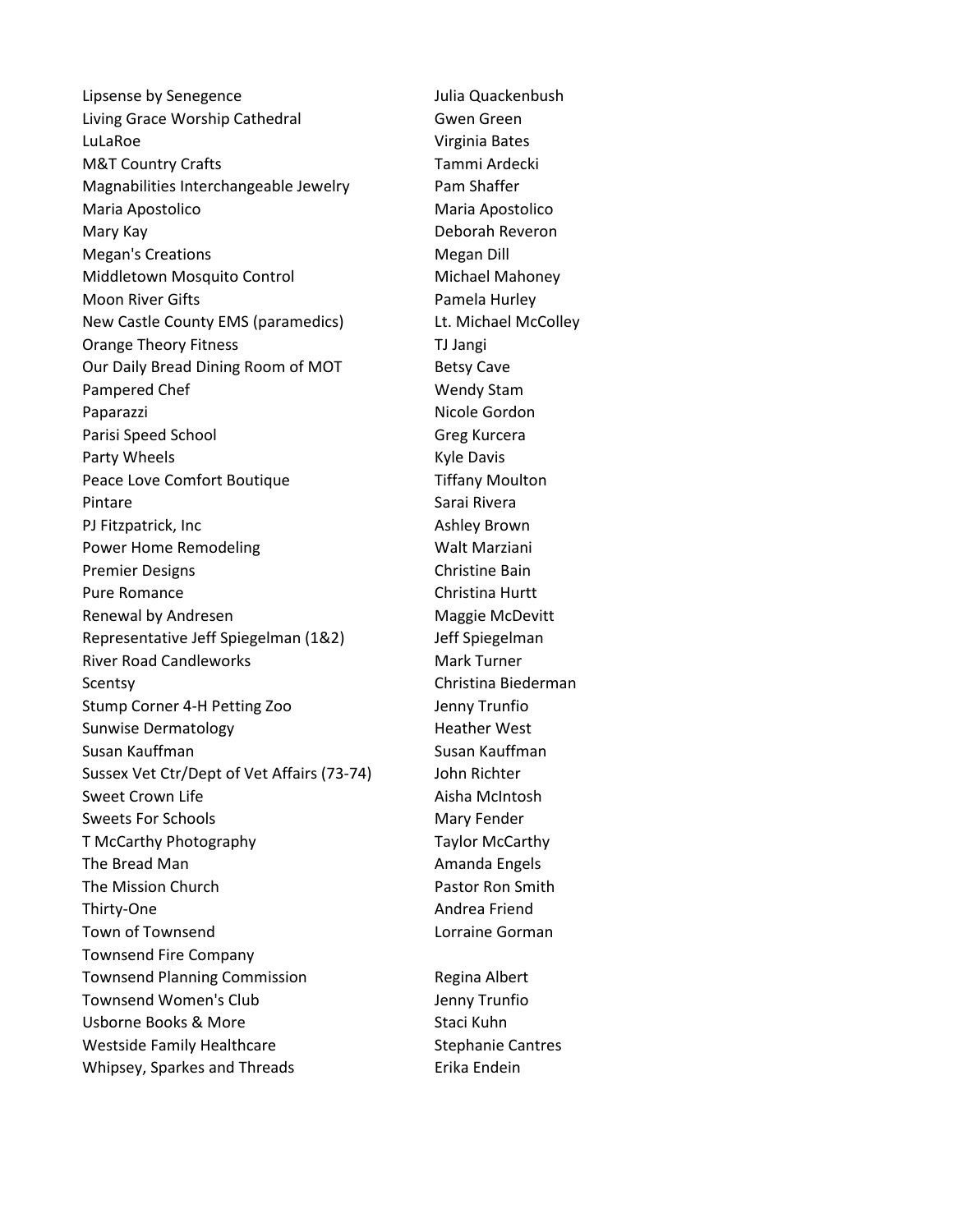| | |
|---|---|
| Lipsense by Senegence | Julia Quackenbush |
| Living Grace Worship Cathedral | Gwen Green |
| LuLaRoe | Virginia Bates |
| M&T Country Crafts | Tammi Ardecki |
| Magnabilities Interchangeable Jewelry | Pam Shaffer |
| Maria Apostolico | Maria Apostolico |
| Mary Kay | Deborah Reveron |
| Megan's Creations | Megan Dill |
| Middletown Mosquito Control | Michael Mahoney |
| Moon River Gifts | Pamela Hurley |
| New Castle County EMS (paramedics) | Lt. Michael McColley |
| Orange Theory Fitness | TJ Jangi |
| Our Daily Bread Dining Room of MOT | Betsy Cave |
| Pampered Chef | Wendy Stam |
| Paparazzi | Nicole Gordon |
| Parisi Speed School | Greg Kurcera |
| Party Wheels | Kyle Davis |
| Peace Love Comfort Boutique | Tiffany Moulton |
| Pintare | Sarai Rivera |
| PJ Fitzpatrick, Inc | Ashley Brown |
| Power Home Remodeling | Walt Marziani |
| Premier Designs | Christine Bain |
| Pure Romance | Christina Hurtt |
| Renewal by Andresen | Maggie McDevitt |
| Representative Jeff Spiegelman (1&2) | Jeff Spiegelman |
| River Road Candleworks | Mark Turner |
| Scentsy | Christina Biederman |
| Stump Corner 4-H Petting Zoo | Jenny Trunfio |
| Sunwise Dermatology | Heather West |
| Susan Kauffman | Susan Kauffman |
| Sussex Vet Ctr/Dept of Vet Affairs (73-74) | John Richter |
| Sweet Crown Life | Aisha McIntosh |
| Sweets For Schools | Mary Fender |
| T McCarthy Photography | Taylor McCarthy |
| The Bread Man | Amanda Engels |
| The Mission Church | Pastor Ron Smith |
| Thirty-One | Andrea Friend |
| Town of Townsend | Lorraine Gorman |
| Townsend Fire Company | |
| Townsend Planning Commission | Regina Albert |
| Townsend Women's Club | Jenny Trunfio |
| Usborne Books & More | Staci Kuhn |
| Westside Family Healthcare | Stephanie Cantres |
| Whipsey, Sparkes and Threads | Erika Endein |